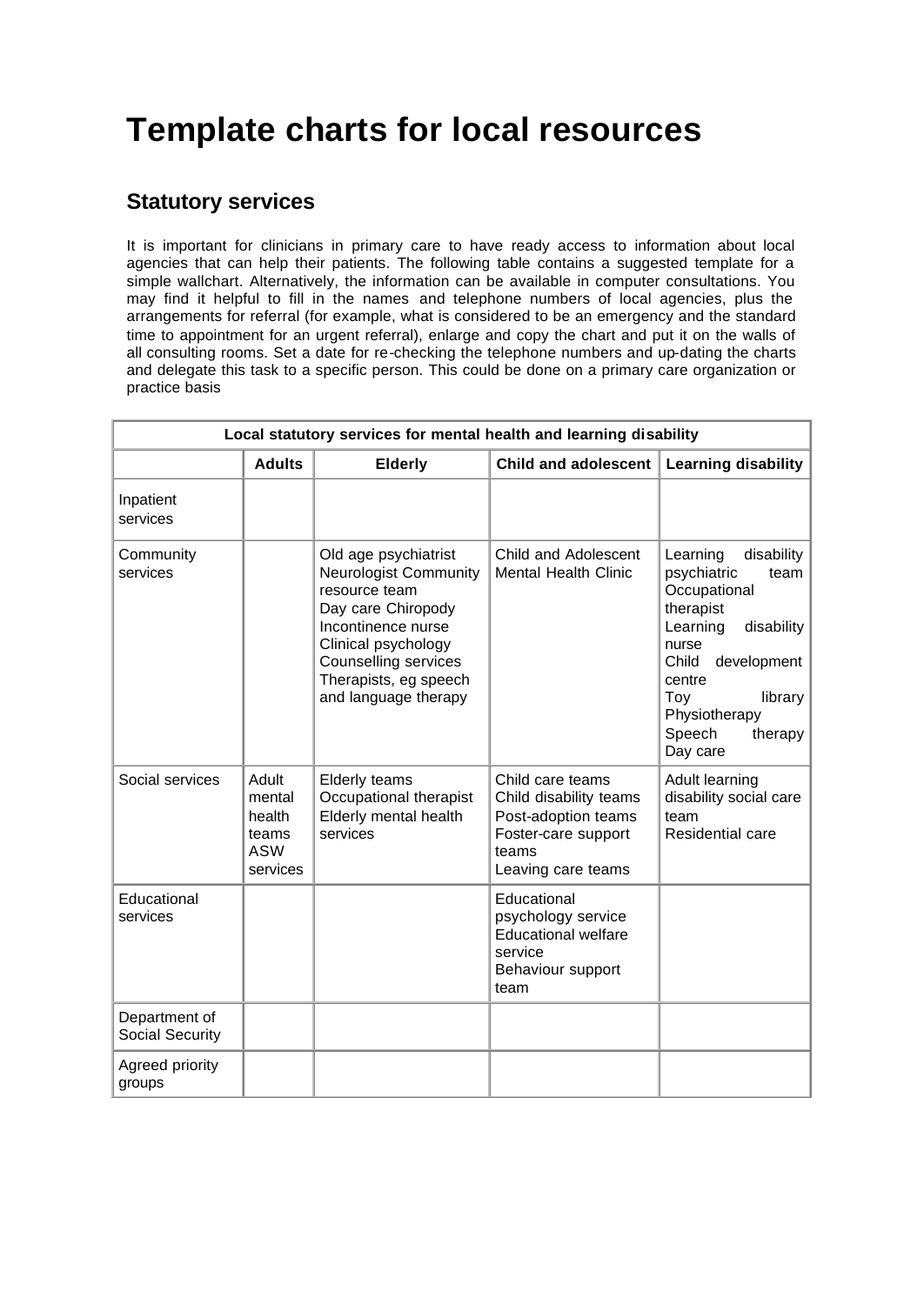# Template charts for local resources

## Statutory services

It is important for clinicians in primary care to have ready access to information about local agencies that can help their patients. The following table contains a suggested template for a simple wallchart. Alternatively, the information can be available in computer consultations. You may find it helpful to fill in the names and telephone numbers of local agencies, plus the arrangements for referral (for example, what is considered to be an emergency and the standard time to appointment for an urgent referral), enlarge and copy the chart and put it on the walls of all consulting rooms. Set a date for re-checking the telephone numbers and up-dating the charts and delegate this task to a specific person. This could be done on a primary care organization or practice basis

| Local statutory services for mental health and learning disability | | | | |
|---|---|---|---|---|
| | **Adults** | **Elderly** | **Child and adolescent** | **Learning disability** |
| Inpatient services | | | | |
| Community services | | Old age psychiatrist<br>Neurologist Community resource team<br>Day care Chiropody<br>Incontinence nurse<br>Clinical psychology<br>Counselling services<br>Therapists, eg speech and language therapy | Child and Adolescent Mental Health Clinic | Learning disability psychiatric team<br>Occupational therapist<br>Learning disability nurse<br>Child development centre<br>Toy library<br>Physiotherapy<br>Speech therapy<br>Day care |
| Social services | Adult mental health teams<br>ASW services | Elderly teams<br>Occupational therapist<br>Elderly mental health services | Child care teams<br>Child disability teams<br>Post-adoption teams<br>Foster-care support teams<br>Leaving care teams | Adult learning disability social care team<br>Residential care |
| Educational services | | | Educational psychology service<br>Educational welfare service<br>Behaviour support team | |
| Department of Social Security | | | | |
| Agreed priority groups | | | | |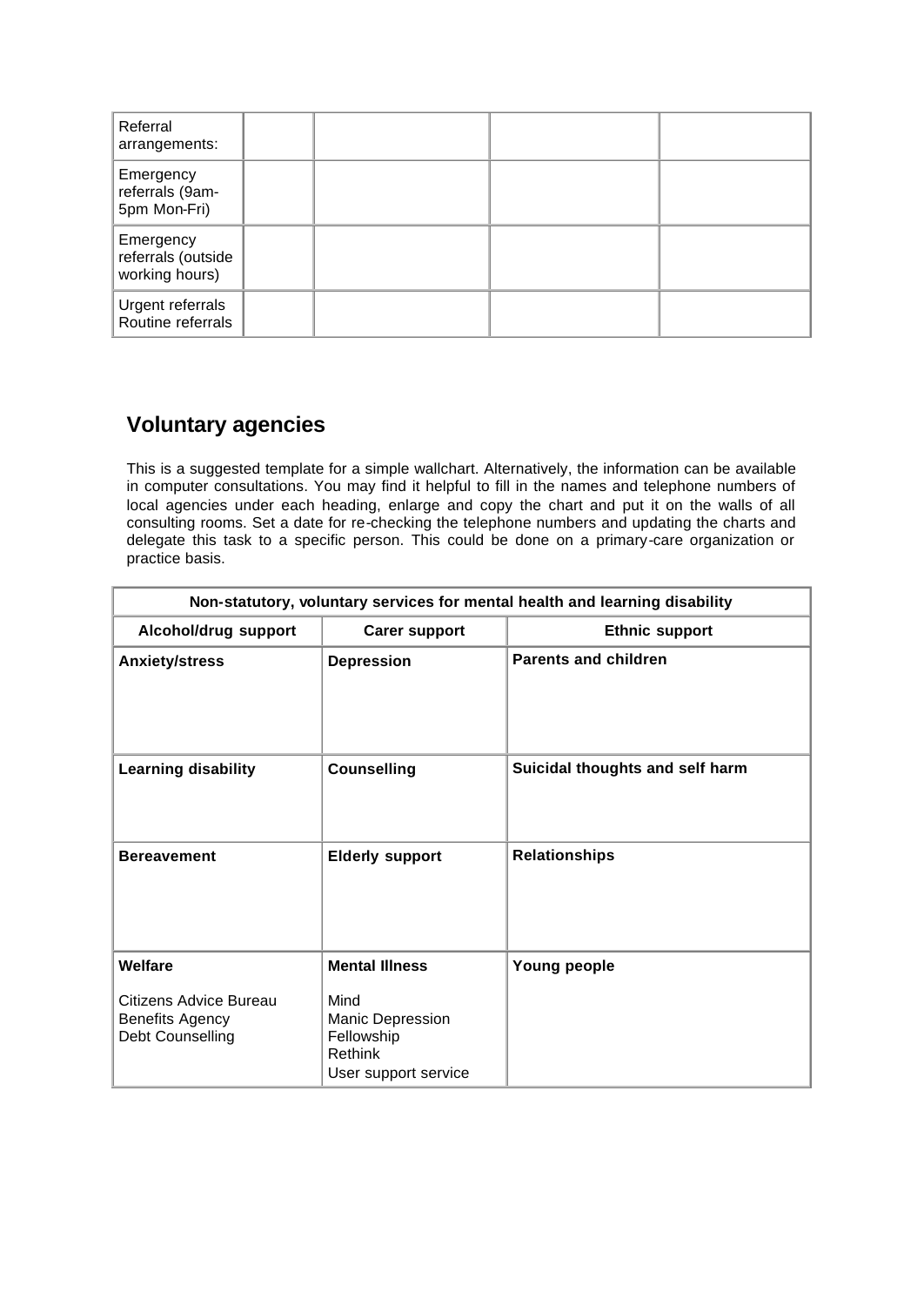| | | | | |
|---|---|---|---|---|
| Referral arrangements: | | | | |
| Emergency referrals (9am-5pm Mon-Fri) | | | | |
| Emergency referrals (outside working hours) | | | | |
| Urgent referrals Routine referrals | | | | |

## Voluntary agencies

This is a suggested template for a simple wallchart. Alternatively, the information can be available in computer consultations. You may find it helpful to fill in the names and telephone numbers of local agencies under each heading, enlarge and copy the chart and put it on the walls of all consulting rooms. Set a date for re-checking the telephone numbers and updating the charts and delegate this task to a specific person. This could be done on a primary-care organization or practice basis.

| Non-statutory, voluntary services for mental health and learning disability | | |
|---|---|---|
| **Alcohol/drug support** | **Carer support** | **Ethnic support** |
| **Anxiety/stress** | **Depression** | **Parents and children** |
| **Learning disability** | **Counselling** | **Suicidal thoughts and self harm** |
| **Bereavement** | **Elderly support** | **Relationships** |
| **Welfare**<br><br>Citizens Advice Bureau<br>Benefits Agency<br>Debt Counselling | **Mental Illness**<br><br>Mind<br>Manic Depression Fellowship<br>Rethink<br>User support service | **Young people** |